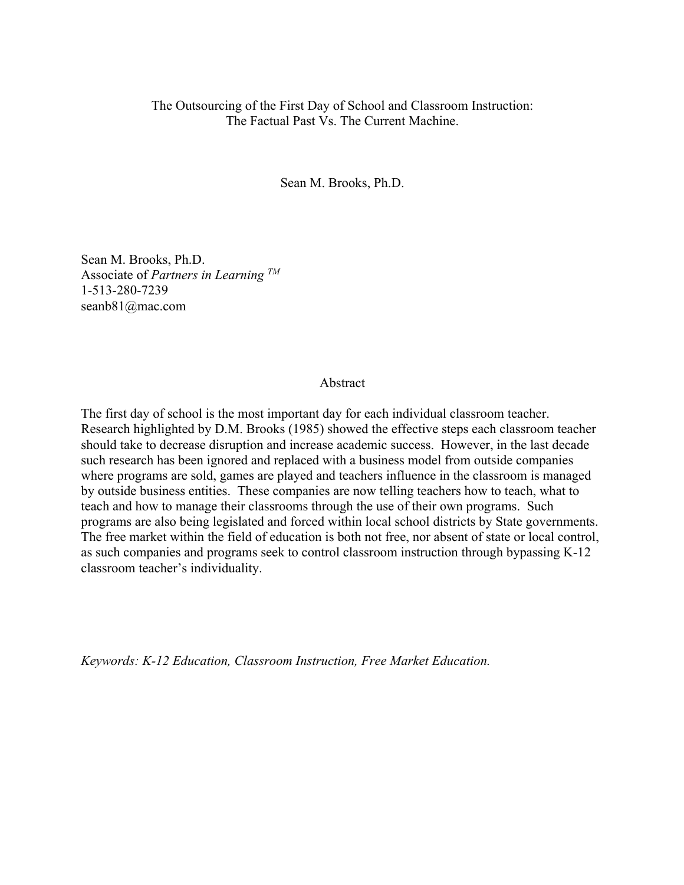# The Outsourcing of the First Day of School and Classroom Instruction: The Factual Past Vs. The Current Machine.

Sean M. Brooks, Ph.D.

Sean M. Brooks, Ph.D.
Associate of *Partners in Learning* [TM]
1-513-280-7239
seanb81@mac.com

## Abstract

The first day of school is the most important day for each individual classroom teacher. Research highlighted by D.M. Brooks (1985) showed the effective steps each classroom teacher should take to decrease disruption and increase academic success. However, in the last decade such research has been ignored and replaced with a business model from outside companies where programs are sold, games are played and teachers influence in the classroom is managed by outside business entities. These companies are now telling teachers how to teach, what to teach and how to manage their classrooms through the use of their own programs. Such programs are also being legislated and forced within local school districts by State governments. The free market within the field of education is both not free, nor absent of state or local control, as such companies and programs seek to control classroom instruction through bypassing K-12 classroom teacher's individuality.

*Keywords: K-12 Education, Classroom Instruction, Free Market Education.*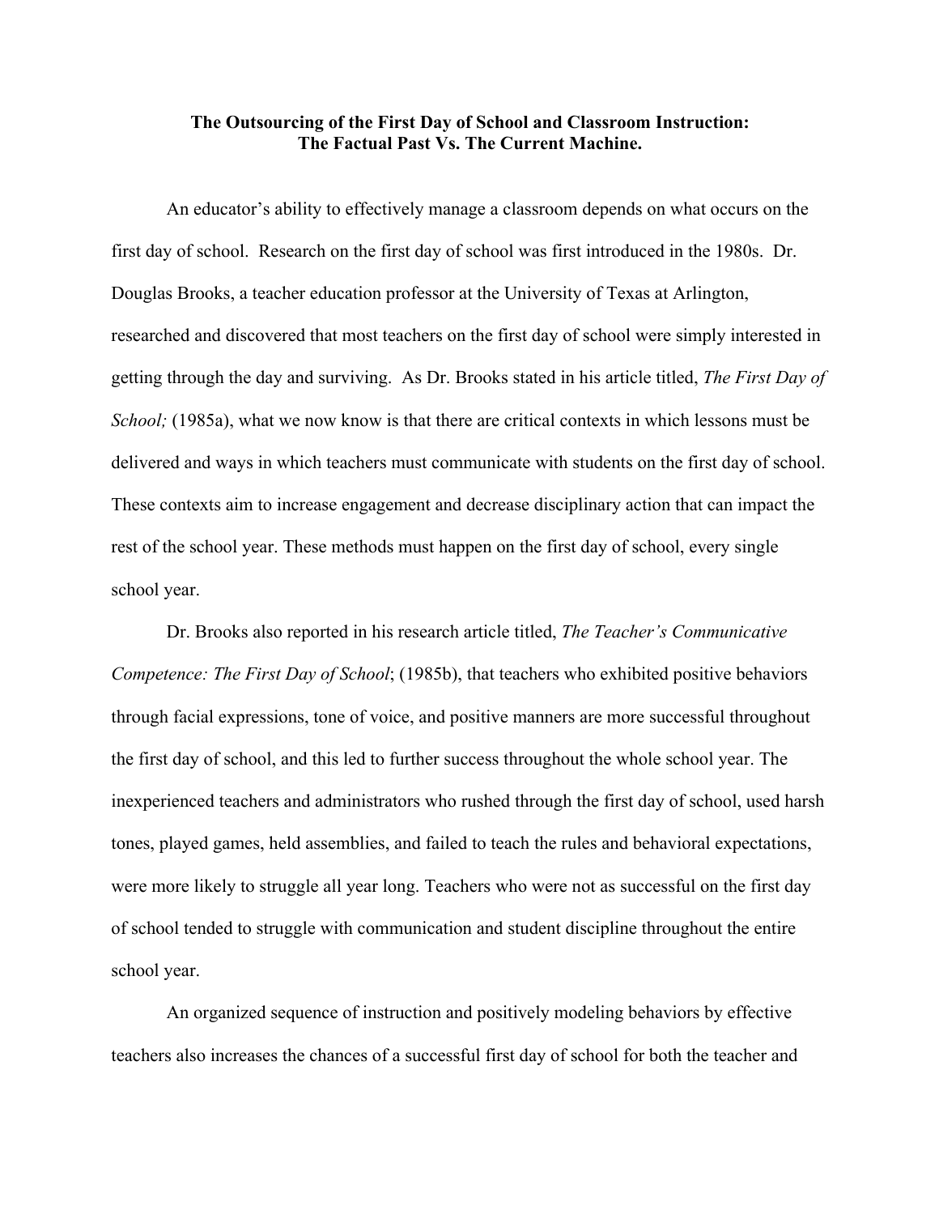**The Outsourcing of the First Day of School and Classroom Instruction: The Factual Past Vs. The Current Machine.**

An educator's ability to effectively manage a classroom depends on what occurs on the first day of school. Research on the first day of school was first introduced in the 1980s. Dr. Douglas Brooks, a teacher education professor at the University of Texas at Arlington, researched and discovered that most teachers on the first day of school were simply interested in getting through the day and surviving. As Dr. Brooks stated in his article titled, *The First Day of School;* (1985a), what we now know is that there are critical contexts in which lessons must be delivered and ways in which teachers must communicate with students on the first day of school. These contexts aim to increase engagement and decrease disciplinary action that can impact the rest of the school year. These methods must happen on the first day of school, every single school year.

Dr. Brooks also reported in his research article titled, *The Teacher's Communicative Competence: The First Day of School*; (1985b), that teachers who exhibited positive behaviors through facial expressions, tone of voice, and positive manners are more successful throughout the first day of school, and this led to further success throughout the whole school year. The inexperienced teachers and administrators who rushed through the first day of school, used harsh tones, played games, held assemblies, and failed to teach the rules and behavioral expectations, were more likely to struggle all year long. Teachers who were not as successful on the first day of school tended to struggle with communication and student discipline throughout the entire school year.

An organized sequence of instruction and positively modeling behaviors by effective teachers also increases the chances of a successful first day of school for both the teacher and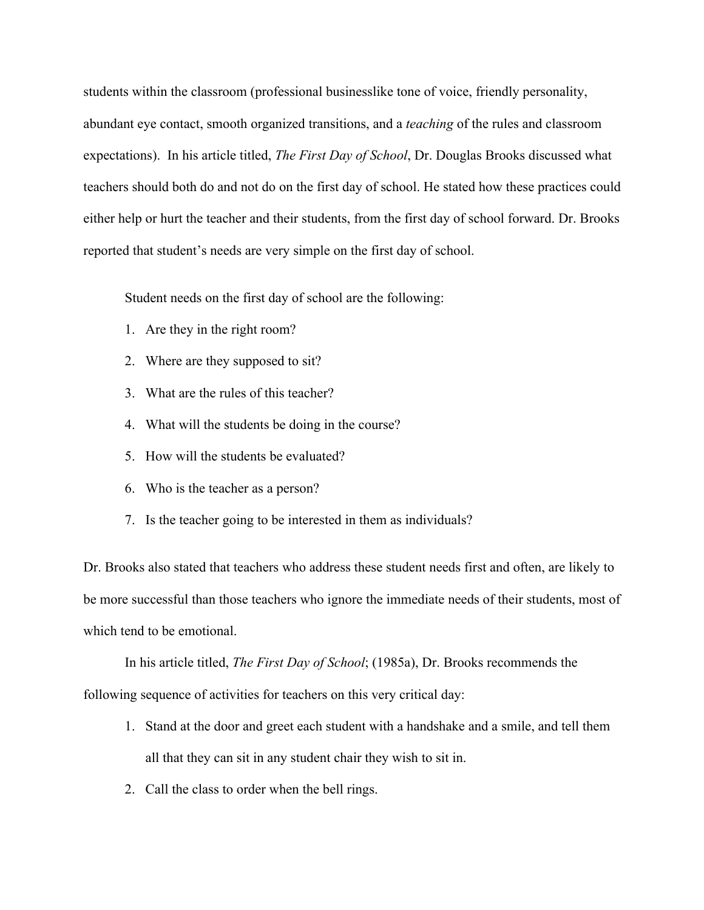students within the classroom (professional businesslike tone of voice, friendly personality, abundant eye contact, smooth organized transitions, and a *teaching* of the rules and classroom expectations). In his article titled, *The First Day of School*, Dr. Douglas Brooks discussed what teachers should both do and not do on the first day of school. He stated how these practices could either help or hurt the teacher and their students, from the first day of school forward. Dr. Brooks reported that student's needs are very simple on the first day of school.

Student needs on the first day of school are the following:

1. Are they in the right room?
2. Where are they supposed to sit?
3. What are the rules of this teacher?
4. What will the students be doing in the course?
5. How will the students be evaluated?
6. Who is the teacher as a person?
7. Is the teacher going to be interested in them as individuals?

Dr. Brooks also stated that teachers who address these student needs first and often, are likely to be more successful than those teachers who ignore the immediate needs of their students, most of which tend to be emotional.

In his article titled, *The First Day of School*; (1985a), Dr. Brooks recommends the following sequence of activities for teachers on this very critical day:

1. Stand at the door and greet each student with a handshake and a smile, and tell them all that they can sit in any student chair they wish to sit in.
2. Call the class to order when the bell rings.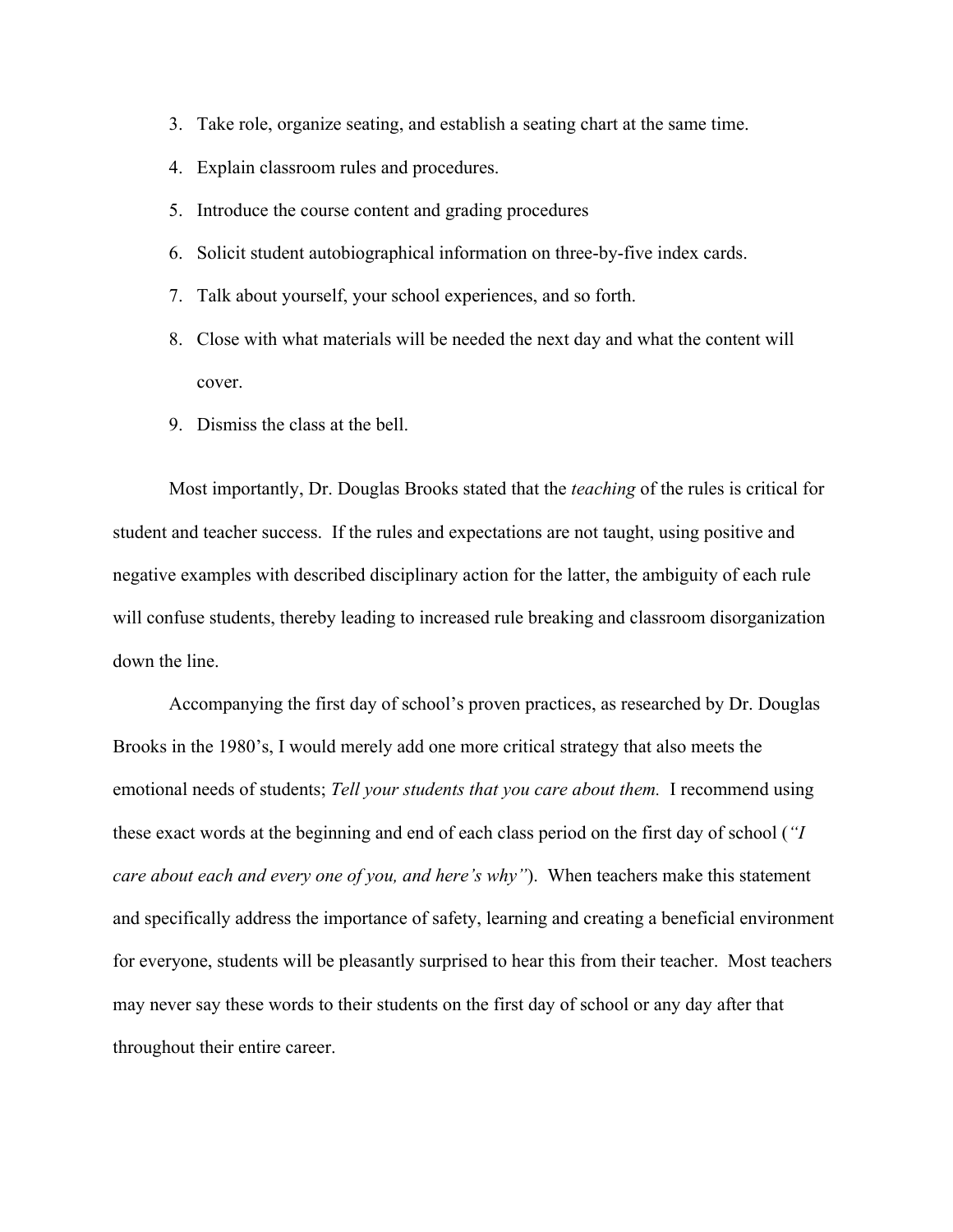3. Take role, organize seating, and establish a seating chart at the same time.
4. Explain classroom rules and procedures.
5. Introduce the course content and grading procedures
6. Solicit student autobiographical information on three-by-five index cards.
7. Talk about yourself, your school experiences, and so forth.
8. Close with what materials will be needed the next day and what the content will cover.
9. Dismiss the class at the bell.

Most importantly, Dr. Douglas Brooks stated that the *teaching* of the rules is critical for student and teacher success. If the rules and expectations are not taught, using positive and negative examples with described disciplinary action for the latter, the ambiguity of each rule will confuse students, thereby leading to increased rule breaking and classroom disorganization down the line.

Accompanying the first day of school's proven practices, as researched by Dr. Douglas Brooks in the 1980's, I would merely add one more critical strategy that also meets the emotional needs of students; *Tell your students that you care about them.* I recommend using these exact words at the beginning and end of each class period on the first day of school (*"I care about each and every one of you, and here's why"*). When teachers make this statement and specifically address the importance of safety, learning and creating a beneficial environment for everyone, students will be pleasantly surprised to hear this from their teacher. Most teachers may never say these words to their students on the first day of school or any day after that throughout their entire career.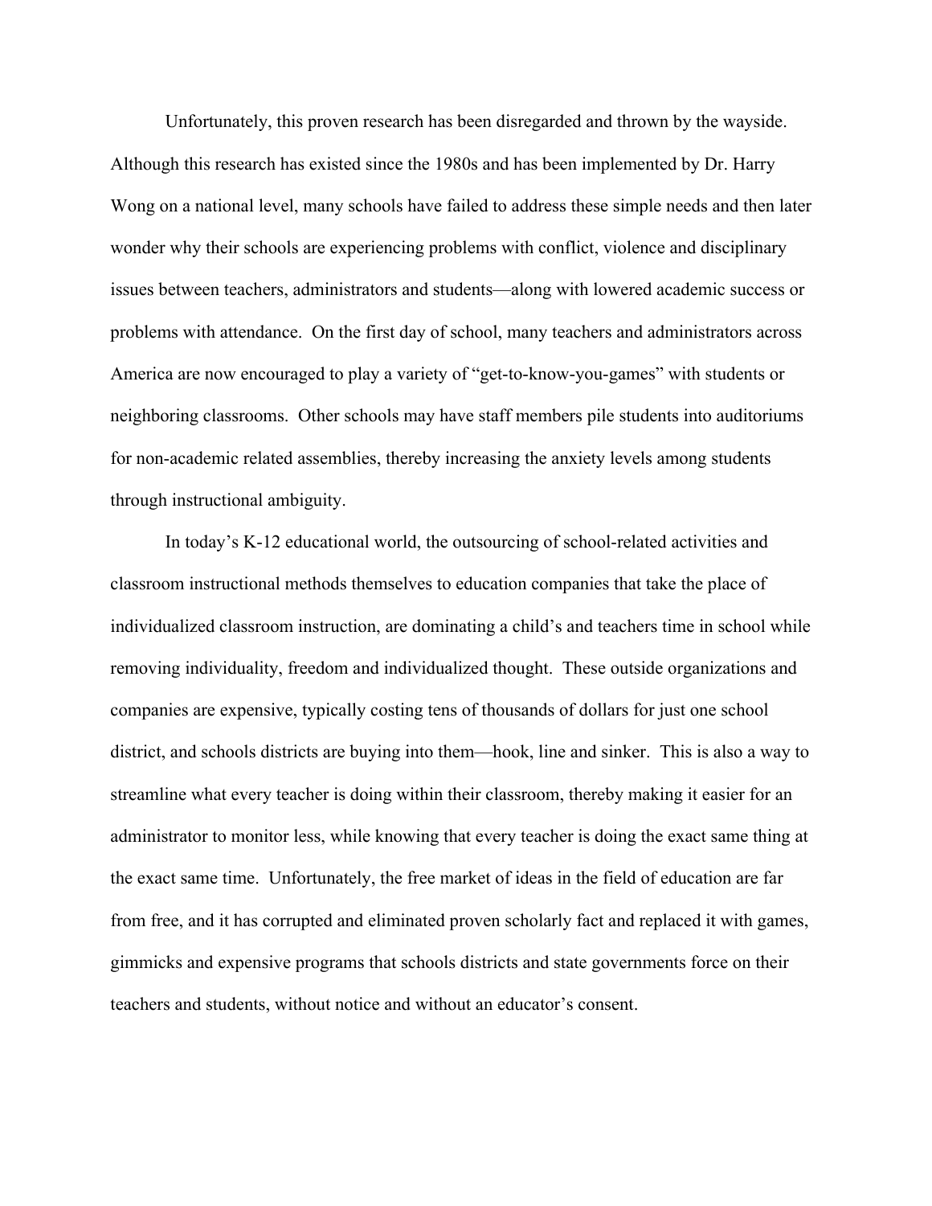Unfortunately, this proven research has been disregarded and thrown by the wayside. Although this research has existed since the 1980s and has been implemented by Dr. Harry Wong on a national level, many schools have failed to address these simple needs and then later wonder why their schools are experiencing problems with conflict, violence and disciplinary issues between teachers, administrators and students—along with lowered academic success or problems with attendance. On the first day of school, many teachers and administrators across America are now encouraged to play a variety of "get-to-know-you-games" with students or neighboring classrooms. Other schools may have staff members pile students into auditoriums for non-academic related assemblies, thereby increasing the anxiety levels among students through instructional ambiguity.

In today's K-12 educational world, the outsourcing of school-related activities and classroom instructional methods themselves to education companies that take the place of individualized classroom instruction, are dominating a child's and teachers time in school while removing individuality, freedom and individualized thought. These outside organizations and companies are expensive, typically costing tens of thousands of dollars for just one school district, and schools districts are buying into them—hook, line and sinker. This is also a way to streamline what every teacher is doing within their classroom, thereby making it easier for an administrator to monitor less, while knowing that every teacher is doing the exact same thing at the exact same time. Unfortunately, the free market of ideas in the field of education are far from free, and it has corrupted and eliminated proven scholarly fact and replaced it with games, gimmicks and expensive programs that schools districts and state governments force on their teachers and students, without notice and without an educator's consent.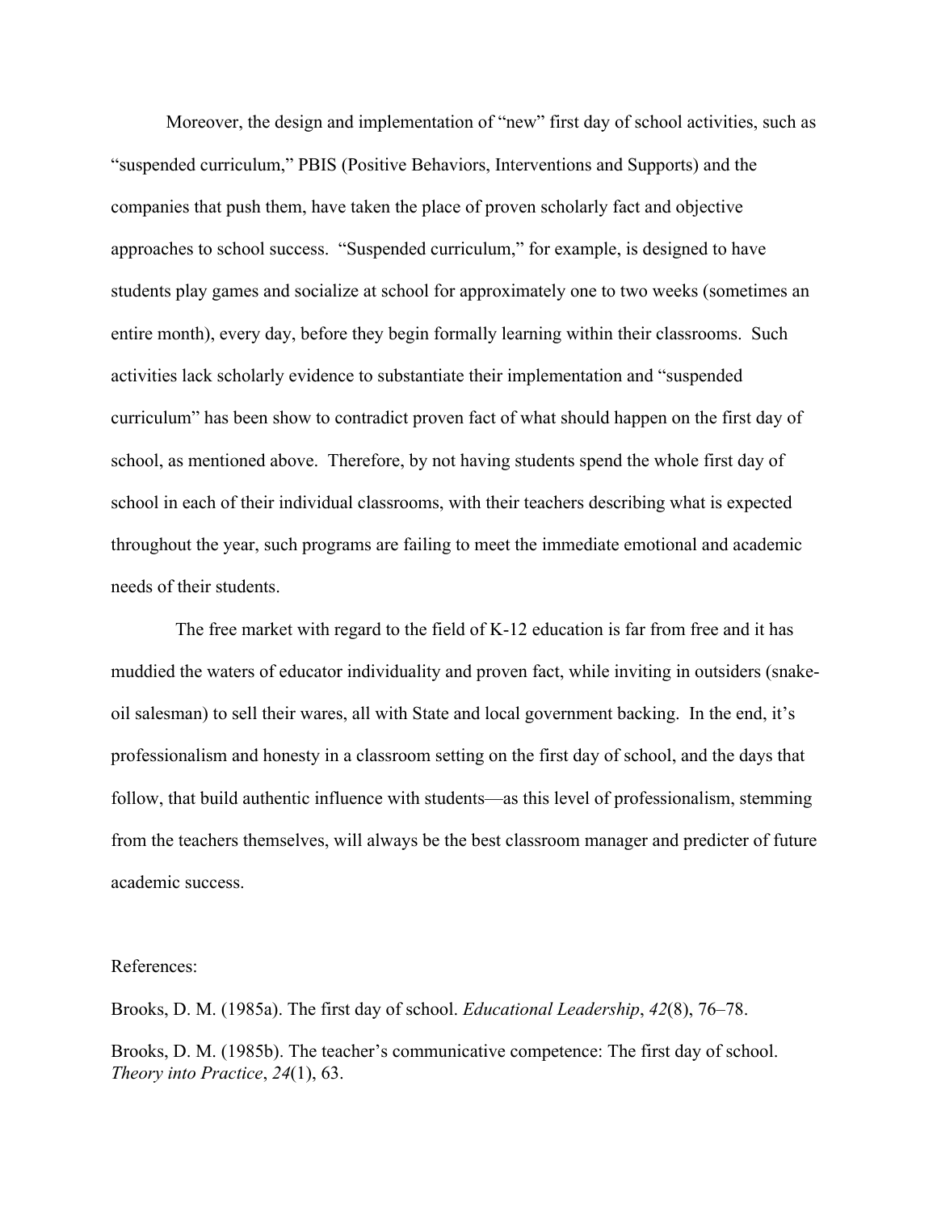Moreover, the design and implementation of "new" first day of school activities, such as "suspended curriculum," PBIS (Positive Behaviors, Interventions and Supports) and the companies that push them, have taken the place of proven scholarly fact and objective approaches to school success. "Suspended curriculum," for example, is designed to have students play games and socialize at school for approximately one to two weeks (sometimes an entire month), every day, before they begin formally learning within their classrooms. Such activities lack scholarly evidence to substantiate their implementation and "suspended curriculum" has been show to contradict proven fact of what should happen on the first day of school, as mentioned above. Therefore, by not having students spend the whole first day of school in each of their individual classrooms, with their teachers describing what is expected throughout the year, such programs are failing to meet the immediate emotional and academic needs of their students.

The free market with regard to the field of K-12 education is far from free and it has muddied the waters of educator individuality and proven fact, while inviting in outsiders (snake-oil salesman) to sell their wares, all with State and local government backing. In the end, it's professionalism and honesty in a classroom setting on the first day of school, and the days that follow, that build authentic influence with students—as this level of professionalism, stemming from the teachers themselves, will always be the best classroom manager and predicter of future academic success.

References:

Brooks, D. M. (1985a). The first day of school. *Educational Leadership*, *42*(8), 76–78.

Brooks, D. M. (1985b). The teacher's communicative competence: The first day of school. *Theory into Practice*, *24*(1), 63.